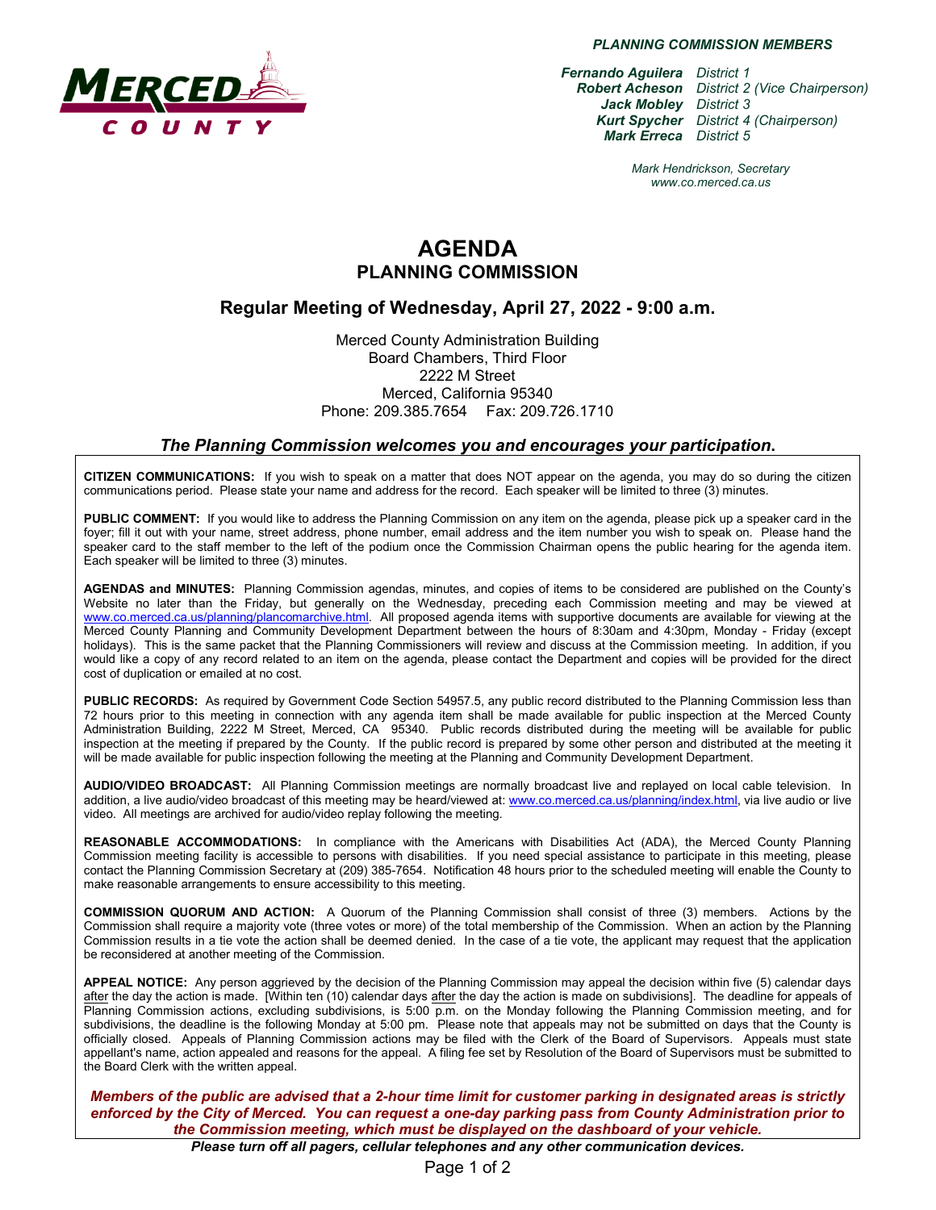**PLANNING COMMISSION MEMBERS**

| | |
|---|---|
| ***Fernando Aguilera*** | *District 1* |
| ***Robert Acheson*** | *District 2 (Vice Chairperson)* |
| ***Jack Mobley*** | *District 3* |
| ***Kurt Spycher*** | *District 4 (Chairperson)* |
| ***Mark Erreca*** | *District 5* |

*Mark Hendrickson, Secretary*
*www.co.merced.ca.us*

# AGENDA
## PLANNING COMMISSION

## Regular Meeting of Wednesday, April 27, 2022 - 9:00 a.m.

Merced County Administration Building
Board Chambers, Third Floor
2222 M Street
Merced, California 95340
Phone: 209.385.7654 Fax: 209.726.1710

### *The Planning Commission welcomes you and encourages your participation.*

**CITIZEN COMMUNICATIONS:** If you wish to speak on a matter that does NOT appear on the agenda, you may do so during the citizen communications period. Please state your name and address for the record. Each speaker will be limited to three (3) minutes.

**PUBLIC COMMENT:** If you would like to address the Planning Commission on any item on the agenda, please pick up a speaker card in the foyer; fill it out with your name, street address, phone number, email address and the item number you wish to speak on. Please hand the speaker card to the staff member to the left of the podium once the Commission Chairman opens the public hearing for the agenda item. Each speaker will be limited to three (3) minutes.

**AGENDAS and MINUTES:** Planning Commission agendas, minutes, and copies of items to be considered are published on the County's Website no later than the Friday, but generally on the Wednesday, preceding each Commission meeting and may be viewed at www.co.merced.ca.us/planning/plancomarchive.html. All proposed agenda items with supportive documents are available for viewing at the Merced County Planning and Community Development Department between the hours of 8:30am and 4:30pm, Monday - Friday (except holidays). This is the same packet that the Planning Commissioners will review and discuss at the Commission meeting. In addition, if you would like a copy of any record related to an item on the agenda, please contact the Department and copies will be provided for the direct cost of duplication or emailed at no cost.

**PUBLIC RECORDS:** As required by Government Code Section 54957.5, any public record distributed to the Planning Commission less than 72 hours prior to this meeting in connection with any agenda item shall be made available for public inspection at the Merced County Administration Building, 2222 M Street, Merced, CA 95340. Public records distributed during the meeting will be available for public inspection at the meeting if prepared by the County. If the public record is prepared by some other person and distributed at the meeting it will be made available for public inspection following the meeting at the Planning and Community Development Department.

**AUDIO/VIDEO BROADCAST:** All Planning Commission meetings are normally broadcast live and replayed on local cable television. In addition, a live audio/video broadcast of this meeting may be heard/viewed at: www.co.merced.ca.us/planning/index.html, via live audio or live video. All meetings are archived for audio/video replay following the meeting.

**REASONABLE ACCOMMODATIONS:** In compliance with the Americans with Disabilities Act (ADA), the Merced County Planning Commission meeting facility is accessible to persons with disabilities. If you need special assistance to participate in this meeting, please contact the Planning Commission Secretary at (209) 385-7654. Notification 48 hours prior to the scheduled meeting will enable the County to make reasonable arrangements to ensure accessibility to this meeting.

**COMMISSION QUORUM AND ACTION:** A Quorum of the Planning Commission shall consist of three (3) members. Actions by the Commission shall require a majority vote (three votes or more) of the total membership of the Commission. When an action by the Planning Commission results in a tie vote the action shall be deemed denied. In the case of a tie vote, the applicant may request that the application be reconsidered at another meeting of the Commission.

**APPEAL NOTICE:** Any person aggrieved by the decision of the Planning Commission may appeal the decision within five (5) calendar days after the day the action is made. [Within ten (10) calendar days after the day the action is made on subdivisions]. The deadline for appeals of Planning Commission actions, excluding subdivisions, is 5:00 p.m. on the Monday following the Planning Commission meeting, and for subdivisions, the deadline is the following Monday at 5:00 pm. Please note that appeals may not be submitted on days that the County is officially closed. Appeals of Planning Commission actions may be filed with the Clerk of the Board of Supervisors. Appeals must state appellant's name, action appealed and reasons for the appeal. A filing fee set by Resolution of the Board of Supervisors must be submitted to the Board Clerk with the written appeal.

***Members of the public are advised that a 2-hour time limit for customer parking in designated areas is strictly enforced by the City of Merced. You can request a one-day parking pass from County Administration prior to the Commission meeting, which must be displayed on the dashboard of your vehicle.***

***Please turn off all pagers, cellular telephones and any other communication devices.***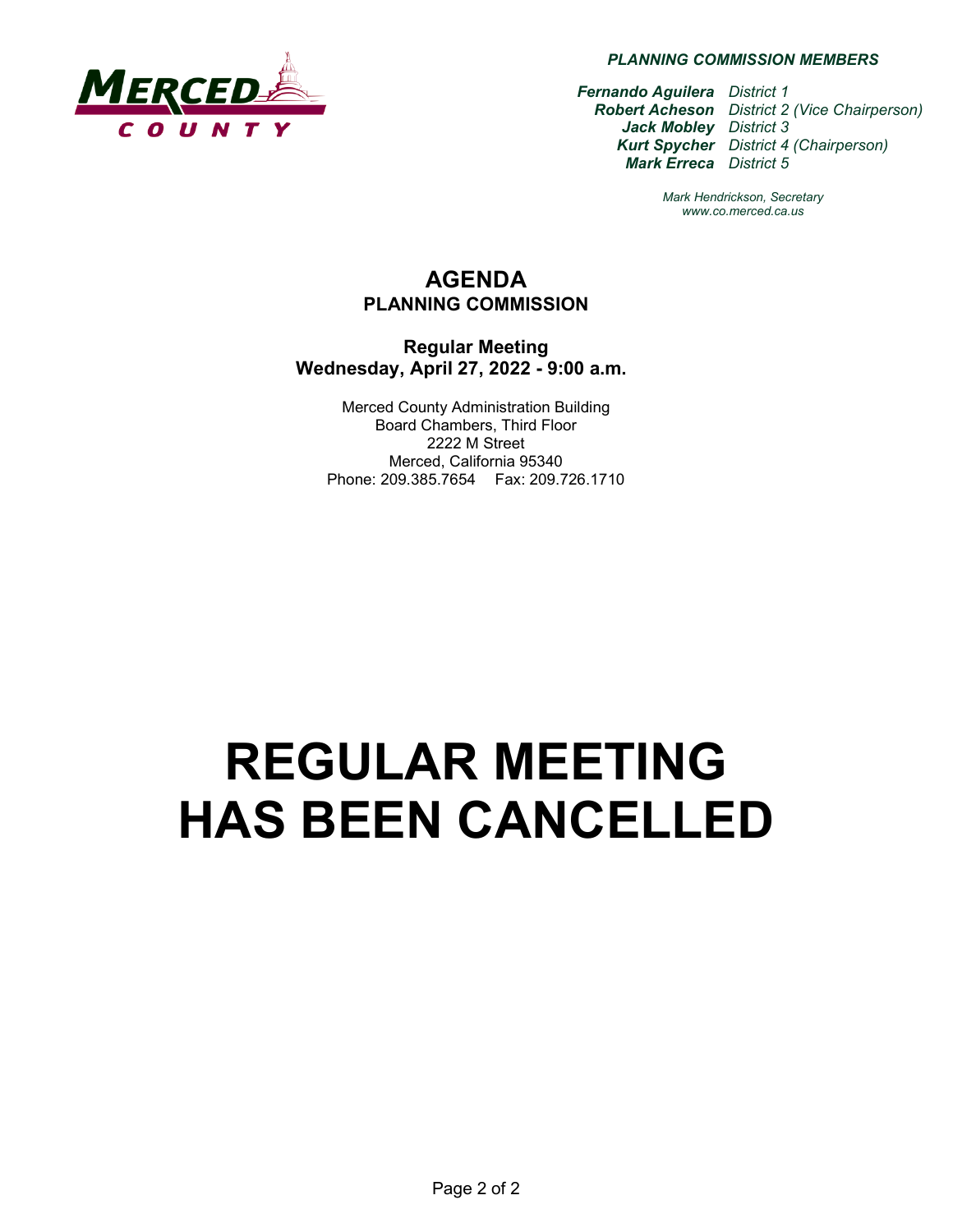MERCED COUNTY

***PLANNING COMMISSION MEMBERS***

***Fernando Aguilera*** *District 1*
***Robert Acheson*** *District 2 (Vice Chairperson)*
***Jack Mobley*** *District 3*
***Kurt Spycher*** *District 4 (Chairperson)*
***Mark Erreca*** *District 5*

*Mark Hendrickson, Secretary*
*www.co.merced.ca.us*

# AGENDA
## PLANNING COMMISSION

**Regular Meeting**
**Wednesday, April 27, 2022 - 9:00 a.m.**

Merced County Administration Building
Board Chambers, Third Floor
2222 M Street
Merced, California 95340
Phone: 209.385.7654 Fax: 209.726.1710

# REGULAR MEETING HAS BEEN CANCELLED